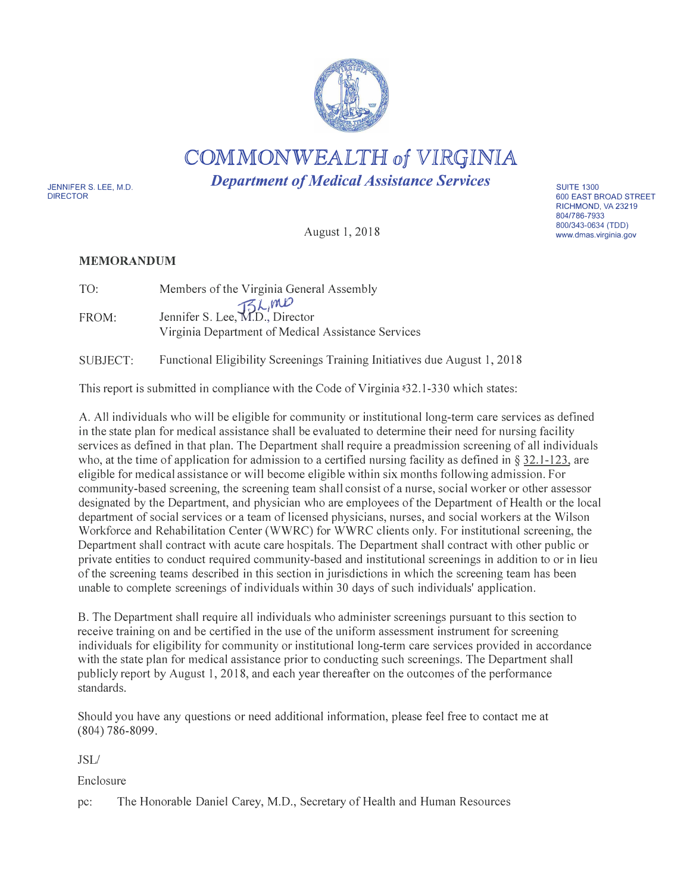# COMMONWEALTH of VIRGINIA

## *Department of Medical Assistance Services*

JENNIFER S. LEE, M.D.
DIRECTOR

SUITE 1300
600 EAST BROAD STREET
RICHMOND, VA 23219
804/786-7933
800/343-0634 (TDD)
www.dmas.virginia.gov

August 1, 2018

**MEMORANDUM**

TO: Members of the Virginia General Assembly

FROM: Jennifer S. Lee, M.D., Director
Virginia Department of Medical Assistance Services

SUBJECT: Functional Eligibility Screenings Training Initiatives due August 1, 2018

This report is submitted in compliance with the Code of Virginia §32.1-330 which states:

A. All individuals who will be eligible for community or institutional long-term care services as defined in the state plan for medical assistance shall be evaluated to determine their need for nursing facility services as defined in that plan. The Department shall require a preadmission screening of all individuals who, at the time of application for admission to a certified nursing facility as defined in § 32.1-123, are eligible for medical assistance or will become eligible within six months following admission. For community-based screening, the screening team shall consist of a nurse, social worker or other assessor designated by the Department, and physician who are employees of the Department of Health or the local department of social services or a team of licensed physicians, nurses, and social workers at the Wilson Workforce and Rehabilitation Center (WWRC) for WWRC clients only. For institutional screening, the Department shall contract with acute care hospitals. The Department shall contract with other public or private entities to conduct required community-based and institutional screenings in addition to or in lieu of the screening teams described in this section in jurisdictions in which the screening team has been unable to complete screenings of individuals within 30 days of such individuals' application.

B. The Department shall require all individuals who administer screenings pursuant to this section to receive training on and be certified in the use of the uniform assessment instrument for screening individuals for eligibility for community or institutional long-term care services provided in accordance with the state plan for medical assistance prior to conducting such screenings. The Department shall publicly report by August 1, 2018, and each year thereafter on the outcomes of the performance standards.

Should you have any questions or need additional information, please feel free to contact me at (804) 786-8099.

JSL/

Enclosure

pc: The Honorable Daniel Carey, M.D., Secretary of Health and Human Resources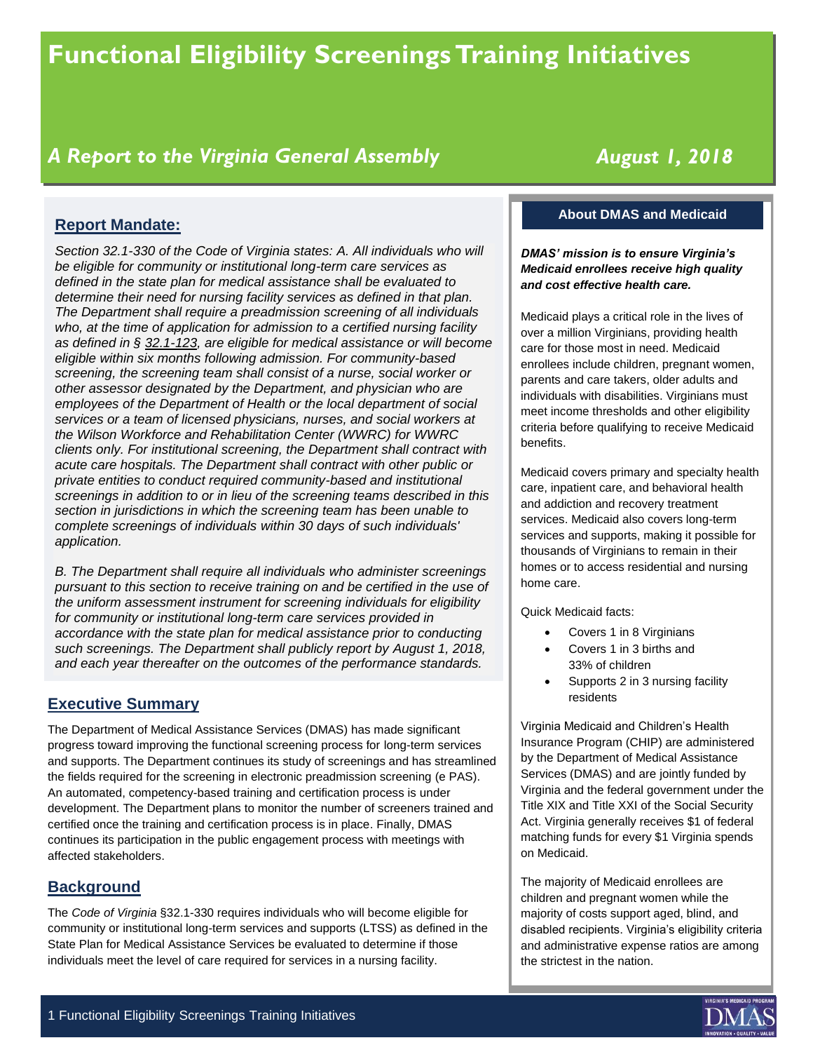# Functional Eligibility Screenings Training Initiatives

## *A Report to the Virginia General Assembly*

***August 1, 2018***

## Report Mandate:

*Section 32.1-330 of the Code of Virginia states: A. All individuals who will be eligible for community or institutional long-term care services as defined in the state plan for medical assistance shall be evaluated to determine their need for nursing facility services as defined in that plan. The Department shall require a preadmission screening of all individuals who, at the time of application for admission to a certified nursing facility as defined in § 32.1-123, are eligible for medical assistance or will become eligible within six months following admission. For community-based screening, the screening team shall consist of a nurse, social worker or other assessor designated by the Department, and physician who are employees of the Department of Health or the local department of social services or a team of licensed physicians, nurses, and social workers at the Wilson Workforce and Rehabilitation Center (WWRC) for WWRC clients only. For institutional screening, the Department shall contract with acute care hospitals. The Department shall contract with other public or private entities to conduct required community-based and institutional screenings in addition to or in lieu of the screening teams described in this section in jurisdictions in which the screening team has been unable to complete screenings of individuals within 30 days of such individuals' application.*

*B. The Department shall require all individuals who administer screenings pursuant to this section to receive training on and be certified in the use of the uniform assessment instrument for screening individuals for eligibility for community or institutional long-term care services provided in accordance with the state plan for medical assistance prior to conducting such screenings. The Department shall publicly report by August 1, 2018, and each year thereafter on the outcomes of the performance standards.*

## Executive Summary

The Department of Medical Assistance Services (DMAS) has made significant progress toward improving the functional screening process for long-term services and supports. The Department continues its study of screenings and has streamlined the fields required for the screening in electronic preadmission screening (e PAS). An automated, competency-based training and certification process is under development. The Department plans to monitor the number of screeners trained and certified once the training and certification process is in place. Finally, DMAS continues its participation in the public engagement process with meetings with affected stakeholders.

## Background

The *Code of Virginia* §32.1-330 requires individuals who will become eligible for community or institutional long-term services and supports (LTSS) as defined in the State Plan for Medical Assistance Services be evaluated to determine if those individuals meet the level of care required for services in a nursing facility.

### About DMAS and Medicaid

***DMAS' mission is to ensure Virginia's Medicaid enrollees receive high quality and cost effective health care.***

Medicaid plays a critical role in the lives of over a million Virginians, providing health care for those most in need. Medicaid enrollees include children, pregnant women, parents and care takers, older adults and individuals with disabilities. Virginians must meet income thresholds and other eligibility criteria before qualifying to receive Medicaid benefits.

Medicaid covers primary and specialty health care, inpatient care, and behavioral health and addiction and recovery treatment services. Medicaid also covers long-term services and supports, making it possible for thousands of Virginians to remain in their homes or to access residential and nursing home care.

Quick Medicaid facts:

- Covers 1 in 8 Virginians
- Covers 1 in 3 births and 33% of children
- Supports 2 in 3 nursing facility residents

Virginia Medicaid and Children's Health Insurance Program (CHIP) are administered by the Department of Medical Assistance Services (DMAS) and are jointly funded by Virginia and the federal government under the Title XIX and Title XXI of the Social Security Act. Virginia generally receives $1 of federal matching funds for every $1 Virginia spends on Medicaid.

The majority of Medicaid enrollees are children and pregnant women while the majority of costs support aged, blind, and disabled recipients. Virginia's eligibility criteria and administrative expense ratios are among the strictest in the nation.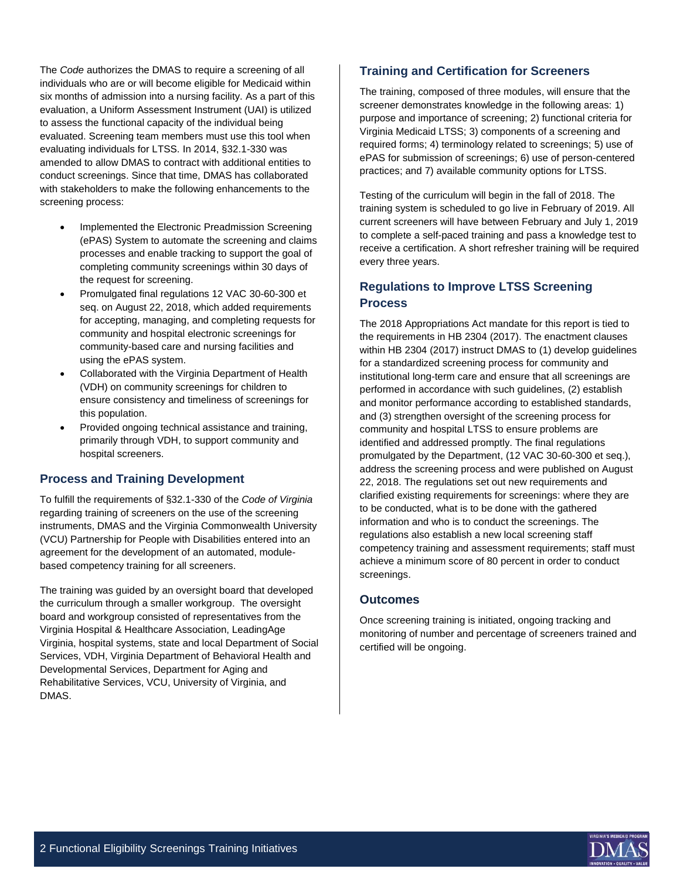The *Code* authorizes the DMAS to require a screening of all individuals who are or will become eligible for Medicaid within six months of admission into a nursing facility. As a part of this evaluation, a Uniform Assessment Instrument (UAI) is utilized to assess the functional capacity of the individual being evaluated. Screening team members must use this tool when evaluating individuals for LTSS. In 2014, §32.1-330 was amended to allow DMAS to contract with additional entities to conduct screenings. Since that time, DMAS has collaborated with stakeholders to make the following enhancements to the screening process:

- Implemented the Electronic Preadmission Screening (ePAS) System to automate the screening and claims processes and enable tracking to support the goal of completing community screenings within 30 days of the request for screening.
- Promulgated final regulations 12 VAC 30-60-300 et seq. on August 22, 2018, which added requirements for accepting, managing, and completing requests for community and hospital electronic screenings for community-based care and nursing facilities and using the ePAS system.
- Collaborated with the Virginia Department of Health (VDH) on community screenings for children to ensure consistency and timeliness of screenings for this population.
- Provided ongoing technical assistance and training, primarily through VDH, to support community and hospital screeners.

## Process and Training Development

To fulfill the requirements of §32.1-330 of the *Code of Virginia* regarding training of screeners on the use of the screening instruments, DMAS and the Virginia Commonwealth University (VCU) Partnership for People with Disabilities entered into an agreement for the development of an automated, module-based competency training for all screeners.

The training was guided by an oversight board that developed the curriculum through a smaller workgroup. The oversight board and workgroup consisted of representatives from the Virginia Hospital & Healthcare Association, LeadingAge Virginia, hospital systems, state and local Department of Social Services, VDH, Virginia Department of Behavioral Health and Developmental Services, Department for Aging and Rehabilitative Services, VCU, University of Virginia, and DMAS.

## Training and Certification for Screeners

The training, composed of three modules, will ensure that the screener demonstrates knowledge in the following areas: 1) purpose and importance of screening; 2) functional criteria for Virginia Medicaid LTSS; 3) components of a screening and required forms; 4) terminology related to screenings; 5) use of ePAS for submission of screenings; 6) use of person-centered practices; and 7) available community options for LTSS.

Testing of the curriculum will begin in the fall of 2018. The training system is scheduled to go live in February of 2019. All current screeners will have between February and July 1, 2019 to complete a self-paced training and pass a knowledge test to receive a certification. A short refresher training will be required every three years.

## Regulations to Improve LTSS Screening Process

The 2018 Appropriations Act mandate for this report is tied to the requirements in HB 2304 (2017). The enactment clauses within HB 2304 (2017) instruct DMAS to (1) develop guidelines for a standardized screening process for community and institutional long-term care and ensure that all screenings are performed in accordance with such guidelines, (2) establish and monitor performance according to established standards, and (3) strengthen oversight of the screening process for community and hospital LTSS to ensure problems are identified and addressed promptly. The final regulations promulgated by the Department, (12 VAC 30-60-300 et seq.), address the screening process and were published on August 22, 2018. The regulations set out new requirements and clarified existing requirements for screenings: where they are to be conducted, what is to be done with the gathered information and who is to conduct the screenings. The regulations also establish a new local screening staff competency training and assessment requirements; staff must achieve a minimum score of 80 percent in order to conduct screenings.

## Outcomes

Once screening training is initiated, ongoing tracking and monitoring of number and percentage of screeners trained and certified will be ongoing.